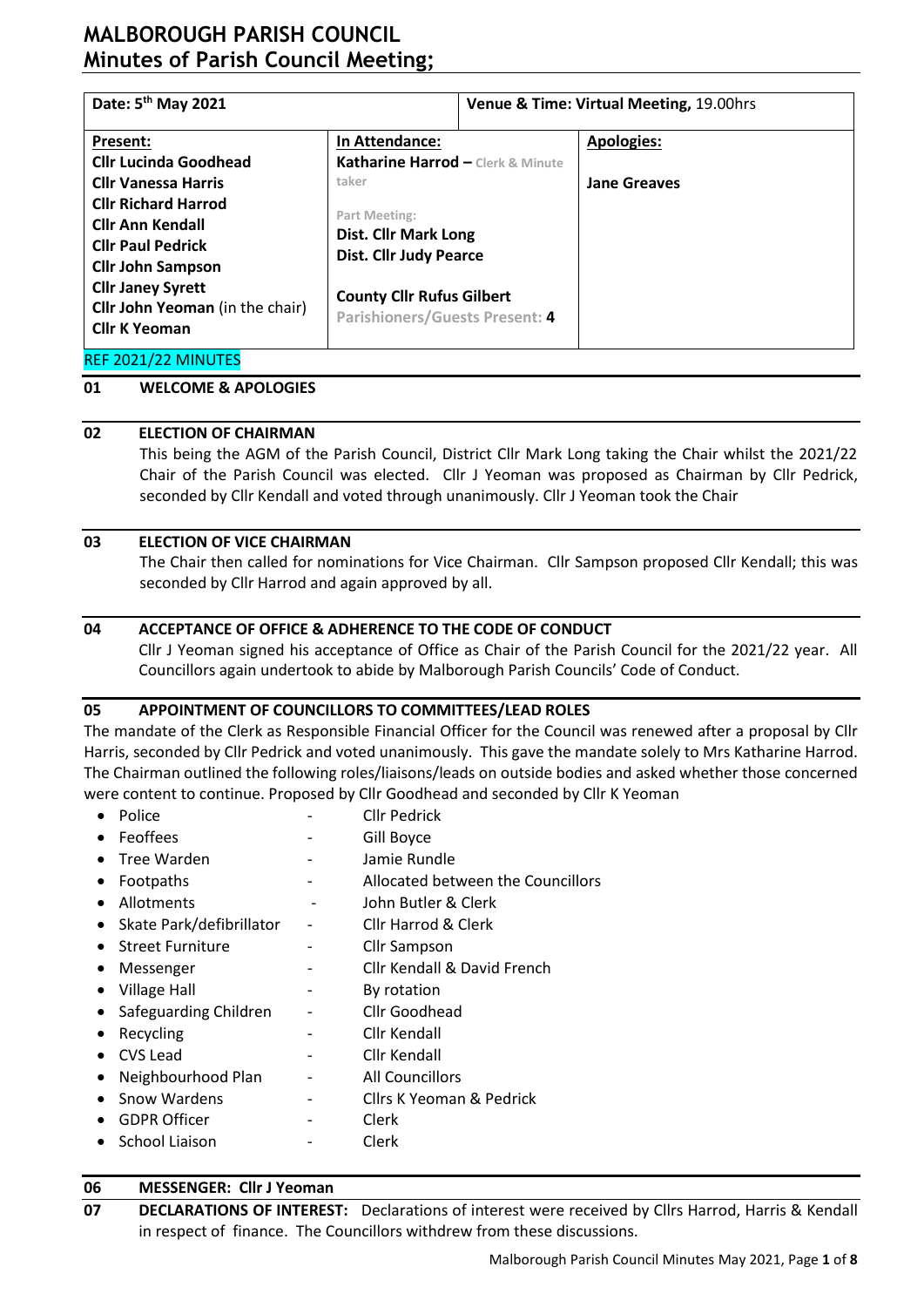# MALBOROUGH PARISH COUNCIL
# Minutes of Parish Council Meeting;

| Date: 5th May 2021 | | Venue & Time: Virtual Meeting, 19.00hrs |
|---|---|---|
| **Present:**<br>**Cllr Lucinda Goodhead**<br>**Cllr Vanessa Harris**<br>**Cllr Richard Harrod**<br>**Cllr Ann Kendall**<br>**Cllr Paul Pedrick**<br>**Cllr John Sampson**<br>**Cllr Janey Syrett**<br>**Cllr John Yeoman** (in the chair)<br>**Cllr K Yeoman** | **In Attendance:**<br>**Katharine Harrod –** Clerk & Minute taker<br><br>Part Meeting:<br>**Dist. Cllr Mark Long**<br>**Dist. Cllr Judy Pearce**<br><br>**County Cllr Rufus Gilbert**<br>**Parishioners/Guests Present: 4** | **Apologies:**<br><br>**Jane Greaves** |

REF 2021/22 MINUTES

## 01 WELCOME & APOLOGIES

## 02 ELECTION OF CHAIRMAN

This being the AGM of the Parish Council, District Cllr Mark Long taking the Chair whilst the 2021/22 Chair of the Parish Council was elected. Cllr J Yeoman was proposed as Chairman by Cllr Pedrick, seconded by Cllr Kendall and voted through unanimously. Cllr J Yeoman took the Chair

## 03 ELECTION OF VICE CHAIRMAN

The Chair then called for nominations for Vice Chairman. Cllr Sampson proposed Cllr Kendall; this was seconded by Cllr Harrod and again approved by all.

## 04 ACCEPTANCE OF OFFICE & ADHERENCE TO THE CODE OF CONDUCT

Cllr J Yeoman signed his acceptance of Office as Chair of the Parish Council for the 2021/22 year. All Councillors again undertook to abide by Malborough Parish Councils' Code of Conduct.

## 05 APPOINTMENT OF COUNCILLORS TO COMMITTEES/LEAD ROLES

The mandate of the Clerk as Responsible Financial Officer for the Council was renewed after a proposal by Cllr Harris, seconded by Cllr Pedrick and voted unanimously. This gave the mandate solely to Mrs Katharine Harrod. The Chairman outlined the following roles/liaisons/leads on outside bodies and asked whether those concerned were content to continue. Proposed by Cllr Goodhead and seconded by Cllr K Yeoman

- Police - Cllr Pedrick
- Feoffees - Gill Boyce
- Tree Warden - Jamie Rundle
- Footpaths - Allocated between the Councillors
- Allotments - John Butler & Clerk
- Skate Park/defibrillator - Cllr Harrod & Clerk
- Street Furniture - Cllr Sampson
- Messenger - Cllr Kendall & David French
- Village Hall - By rotation
- Safeguarding Children - Cllr Goodhead
- Recycling - Cllr Kendall
- CVS Lead - Cllr Kendall
- Neighbourhood Plan - All Councillors
- Snow Wardens - Cllrs K Yeoman & Pedrick
- GDPR Officer - Clerk
- School Liaison - Clerk

## 06 MESSENGER: Cllr J Yeoman

## 07 DECLARATIONS OF INTEREST:

Declarations of interest were received by Cllrs Harrod, Harris & Kendall in respect of finance. The Councillors withdrew from these discussions.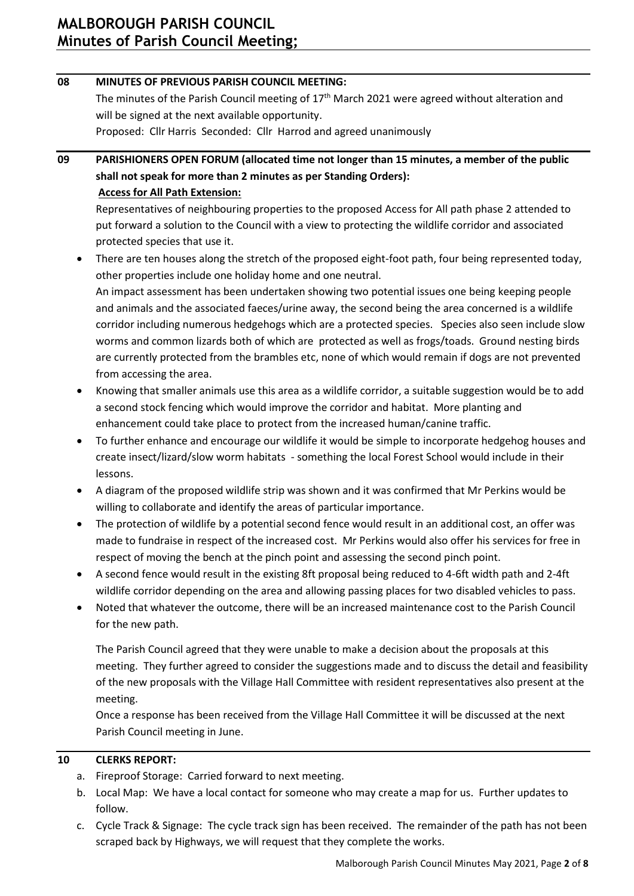## 08 MINUTES OF PREVIOUS PARISH COUNCIL MEETING:

The minutes of the Parish Council meeting of 17th March 2021 were agreed without alteration and will be signed at the next available opportunity.

Proposed: Cllr Harris Seconded: Cllr Harrod and agreed unanimously

## 09 PARISHIONERS OPEN FORUM (allocated time not longer than 15 minutes, a member of the public shall not speak for more than 2 minutes as per Standing Orders):

**Access for All Path Extension:**

Representatives of neighbouring properties to the proposed Access for All path phase 2 attended to put forward a solution to the Council with a view to protecting the wildlife corridor and associated protected species that use it.

- There are ten houses along the stretch of the proposed eight-foot path, four being represented today, other properties include one holiday home and one neutral.

  An impact assessment has been undertaken showing two potential issues one being keeping people and animals and the associated faeces/urine away, the second being the area concerned is a wildlife corridor including numerous hedgehogs which are a protected species. Species also seen include slow worms and common lizards both of which are protected as well as frogs/toads. Ground nesting birds are currently protected from the brambles etc, none of which would remain if dogs are not prevented from accessing the area.
- Knowing that smaller animals use this area as a wildlife corridor, a suitable suggestion would be to add a second stock fencing which would improve the corridor and habitat. More planting and enhancement could take place to protect from the increased human/canine traffic.
- To further enhance and encourage our wildlife it would be simple to incorporate hedgehog houses and create insect/lizard/slow worm habitats - something the local Forest School would include in their lessons.
- A diagram of the proposed wildlife strip was shown and it was confirmed that Mr Perkins would be willing to collaborate and identify the areas of particular importance.
- The protection of wildlife by a potential second fence would result in an additional cost, an offer was made to fundraise in respect of the increased cost. Mr Perkins would also offer his services for free in respect of moving the bench at the pinch point and assessing the second pinch point.
- A second fence would result in the existing 8ft proposal being reduced to 4-6ft width path and 2-4ft wildlife corridor depending on the area and allowing passing places for two disabled vehicles to pass.
- Noted that whatever the outcome, there will be an increased maintenance cost to the Parish Council for the new path.

The Parish Council agreed that they were unable to make a decision about the proposals at this meeting. They further agreed to consider the suggestions made and to discuss the detail and feasibility of the new proposals with the Village Hall Committee with resident representatives also present at the meeting.

Once a response has been received from the Village Hall Committee it will be discussed at the next Parish Council meeting in June.

## 10 CLERKS REPORT:

a. Fireproof Storage: Carried forward to next meeting.

b. Local Map: We have a local contact for someone who may create a map for us. Further updates to follow.

c. Cycle Track & Signage: The cycle track sign has been received. The remainder of the path has not been scraped back by Highways, we will request that they complete the works.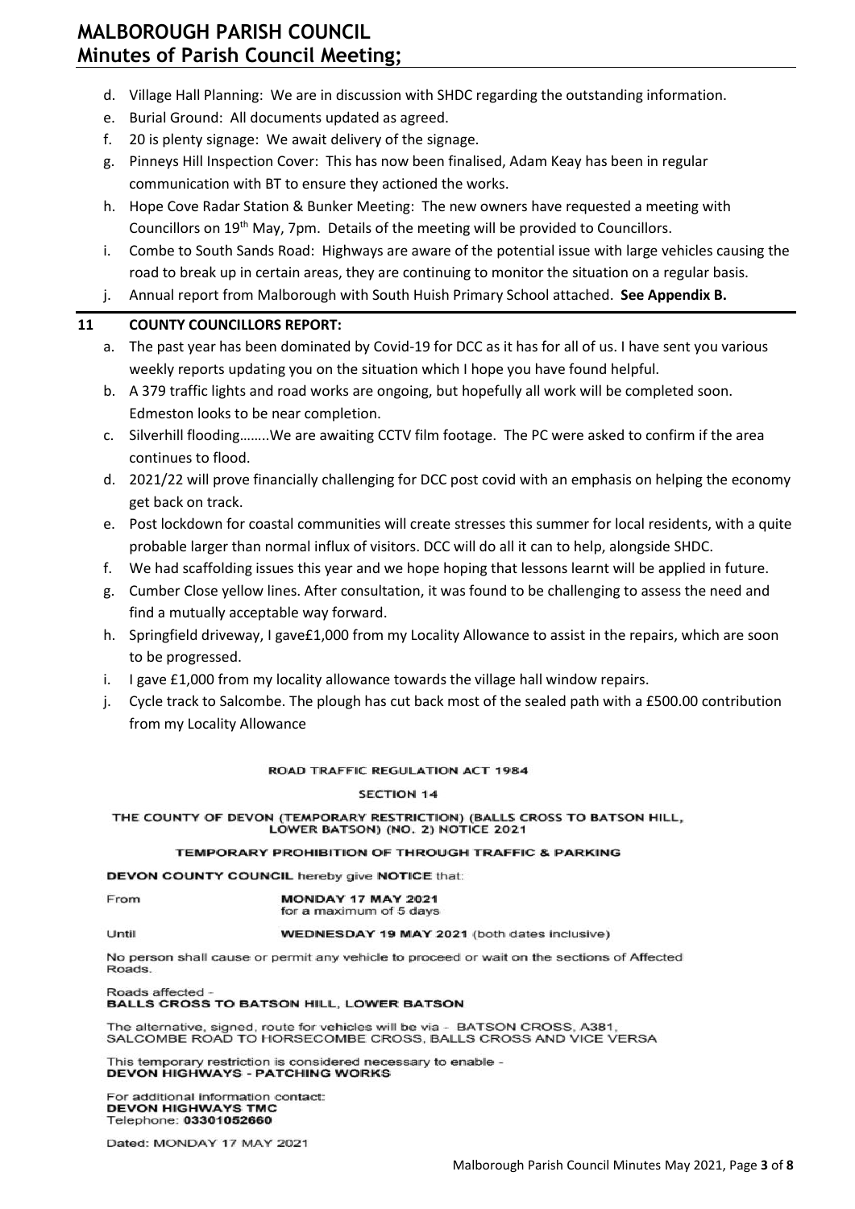d. Village Hall Planning: We are in discussion with SHDC regarding the outstanding information.
e. Burial Ground: All documents updated as agreed.
f. 20 is plenty signage: We await delivery of the signage.
g. Pinneys Hill Inspection Cover: This has now been finalised, Adam Keay has been in regular communication with BT to ensure they actioned the works.
h. Hope Cove Radar Station & Bunker Meeting: The new owners have requested a meeting with Councillors on 19th May, 7pm. Details of the meeting will be provided to Councillors.
i. Combe to South Sands Road: Highways are aware of the potential issue with large vehicles causing the road to break up in certain areas, they are continuing to monitor the situation on a regular basis.
j. Annual report from Malborough with South Huish Primary School attached. **See Appendix B.**

## 11 COUNTY COUNCILLORS REPORT:

a. The past year has been dominated by Covid-19 for DCC as it has for all of us. I have sent you various weekly reports updating you on the situation which I hope you have found helpful.
b. A 379 traffic lights and road works are ongoing, but hopefully all work will be completed soon. Edmeston looks to be near completion.
c. Silverhill flooding……..We are awaiting CCTV film footage. The PC were asked to confirm if the area continues to flood.
d. 2021/22 will prove financially challenging for DCC post covid with an emphasis on helping the economy get back on track.
e. Post lockdown for coastal communities will create stresses this summer for local residents, with a quite probable larger than normal influx of visitors. DCC will do all it can to help, alongside SHDC.
f. We had scaffolding issues this year and we hope hoping that lessons learnt will be applied in future.
g. Cumber Close yellow lines. After consultation, it was found to be challenging to assess the need and find a mutually acceptable way forward.
h. Springfield driveway, I gave£1,000 from my Locality Allowance to assist in the repairs, which are soon to be progressed.
i. I gave £1,000 from my locality allowance towards the village hall window repairs.
j. Cycle track to Salcombe. The plough has cut back most of the sealed path with a £500.00 contribution from my Locality Allowance

**ROAD TRAFFIC REGULATION ACT 1984**

**SECTION 14**

**THE COUNTY OF DEVON (TEMPORARY RESTRICTION) (BALLS CROSS TO BATSON HILL, LOWER BATSON) (NO. 2) NOTICE 2021**

**TEMPORARY PROHIBITION OF THROUGH TRAFFIC & PARKING**

**DEVON COUNTY COUNCIL** hereby give **NOTICE** that:

From **MONDAY 17 MAY 2021**
for a maximum of 5 days

Until **WEDNESDAY 19 MAY 2021** (both dates inclusive)

No person shall cause or permit any vehicle to proceed or wait on the sections of Affected Roads.

Roads affected -
**BALLS CROSS TO BATSON HILL, LOWER BATSON**

The alternative, signed, route for vehicles will be via - BATSON CROSS, A381, SALCOMBE ROAD TO HORSECOMBE CROSS, BALLS CROSS AND VICE VERSA

This temporary restriction is considered necessary to enable -
**DEVON HIGHWAYS - PATCHING WORKS**

For additional information contact:
**DEVON HIGHWAYS TMC**
Telephone: **03301052660**

Dated: MONDAY 17 MAY 2021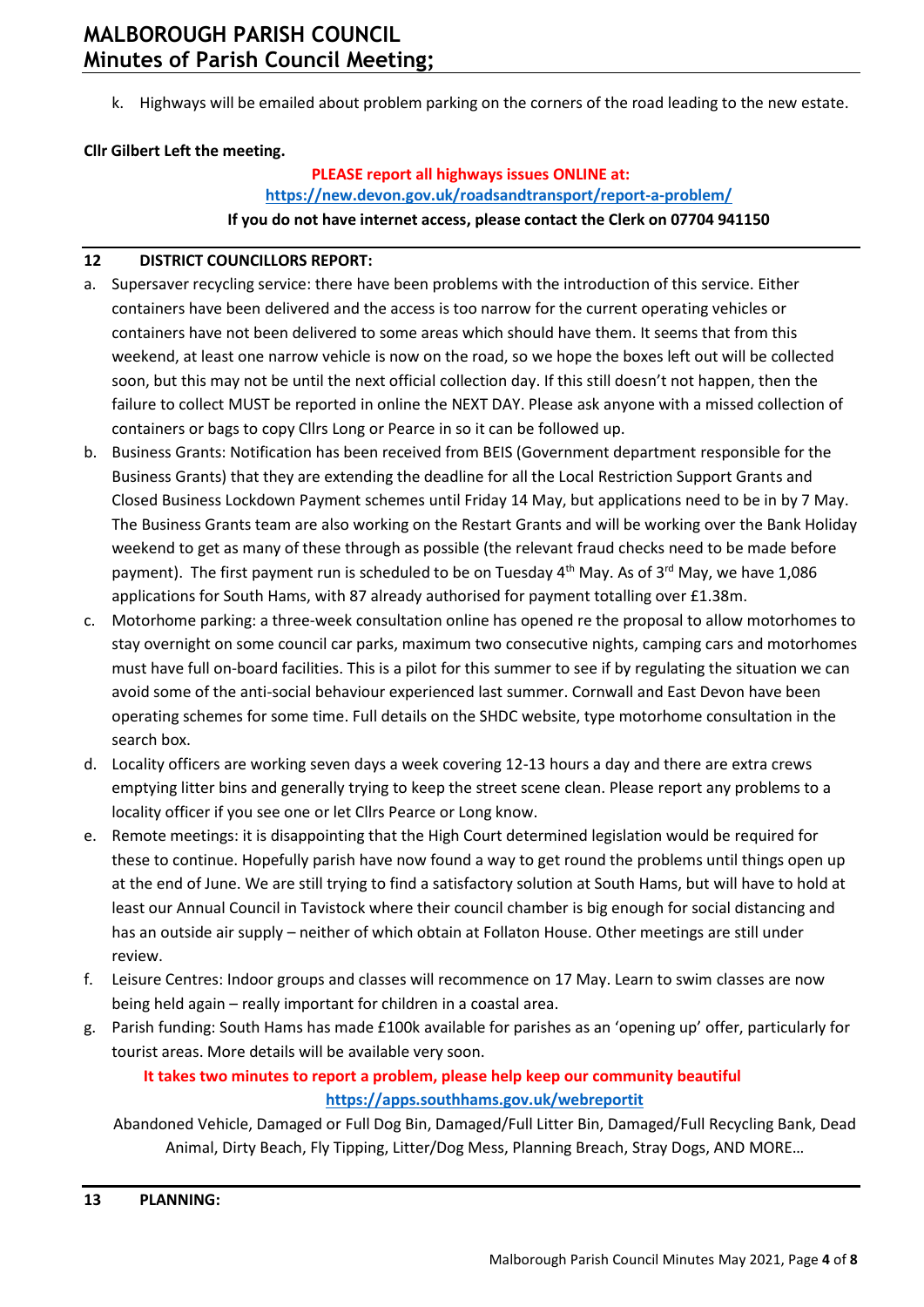k. Highways will be emailed about problem parking on the corners of the road leading to the new estate.

**Cllr Gilbert Left the meeting.**

**PLEASE report all highways issues ONLINE at:**
**https://new.devon.gov.uk/roadsandtransport/report-a-problem/**
**If you do not have internet access, please contact the Clerk on 07704 941150**

## 12 DISTRICT COUNCILLORS REPORT:

a. Supersaver recycling service: there have been problems with the introduction of this service. Either containers have been delivered and the access is too narrow for the current operating vehicles or containers have not been delivered to some areas which should have them. It seems that from this weekend, at least one narrow vehicle is now on the road, so we hope the boxes left out will be collected soon, but this may not be until the next official collection day. If this still doesn't not happen, then the failure to collect MUST be reported in online the NEXT DAY. Please ask anyone with a missed collection of containers or bags to copy Cllrs Long or Pearce in so it can be followed up.

b. Business Grants: Notification has been received from BEIS (Government department responsible for the Business Grants) that they are extending the deadline for all the Local Restriction Support Grants and Closed Business Lockdown Payment schemes until Friday 14 May, but applications need to be in by 7 May. The Business Grants team are also working on the Restart Grants and will be working over the Bank Holiday weekend to get as many of these through as possible (the relevant fraud checks need to be made before payment). The first payment run is scheduled to be on Tuesday 4th May. As of 3rd May, we have 1,086 applications for South Hams, with 87 already authorised for payment totalling over £1.38m.

c. Motorhome parking: a three-week consultation online has opened re the proposal to allow motorhomes to stay overnight on some council car parks, maximum two consecutive nights, camping cars and motorhomes must have full on-board facilities. This is a pilot for this summer to see if by regulating the situation we can avoid some of the anti-social behaviour experienced last summer. Cornwall and East Devon have been operating schemes for some time. Full details on the SHDC website, type motorhome consultation in the search box.

d. Locality officers are working seven days a week covering 12-13 hours a day and there are extra crews emptying litter bins and generally trying to keep the street scene clean. Please report any problems to a locality officer if you see one or let Cllrs Pearce or Long know.

e. Remote meetings: it is disappointing that the High Court determined legislation would be required for these to continue. Hopefully parish have now found a way to get round the problems until things open up at the end of June. We are still trying to find a satisfactory solution at South Hams, but will have to hold at least our Annual Council in Tavistock where their council chamber is big enough for social distancing and has an outside air supply – neither of which obtain at Follaton House. Other meetings are still under review.

f. Leisure Centres: Indoor groups and classes will recommence on 17 May. Learn to swim classes are now being held again – really important for children in a coastal area.

g. Parish funding: South Hams has made £100k available for parishes as an 'opening up' offer, particularly for tourist areas. More details will be available very soon.

**It takes two minutes to report a problem, please help keep our community beautiful**
**https://apps.southhams.gov.uk/webreportit**

Abandoned Vehicle, Damaged or Full Dog Bin, Damaged/Full Litter Bin, Damaged/Full Recycling Bank, Dead Animal, Dirty Beach, Fly Tipping, Litter/Dog Mess, Planning Breach, Stray Dogs, AND MORE…

## 13 PLANNING: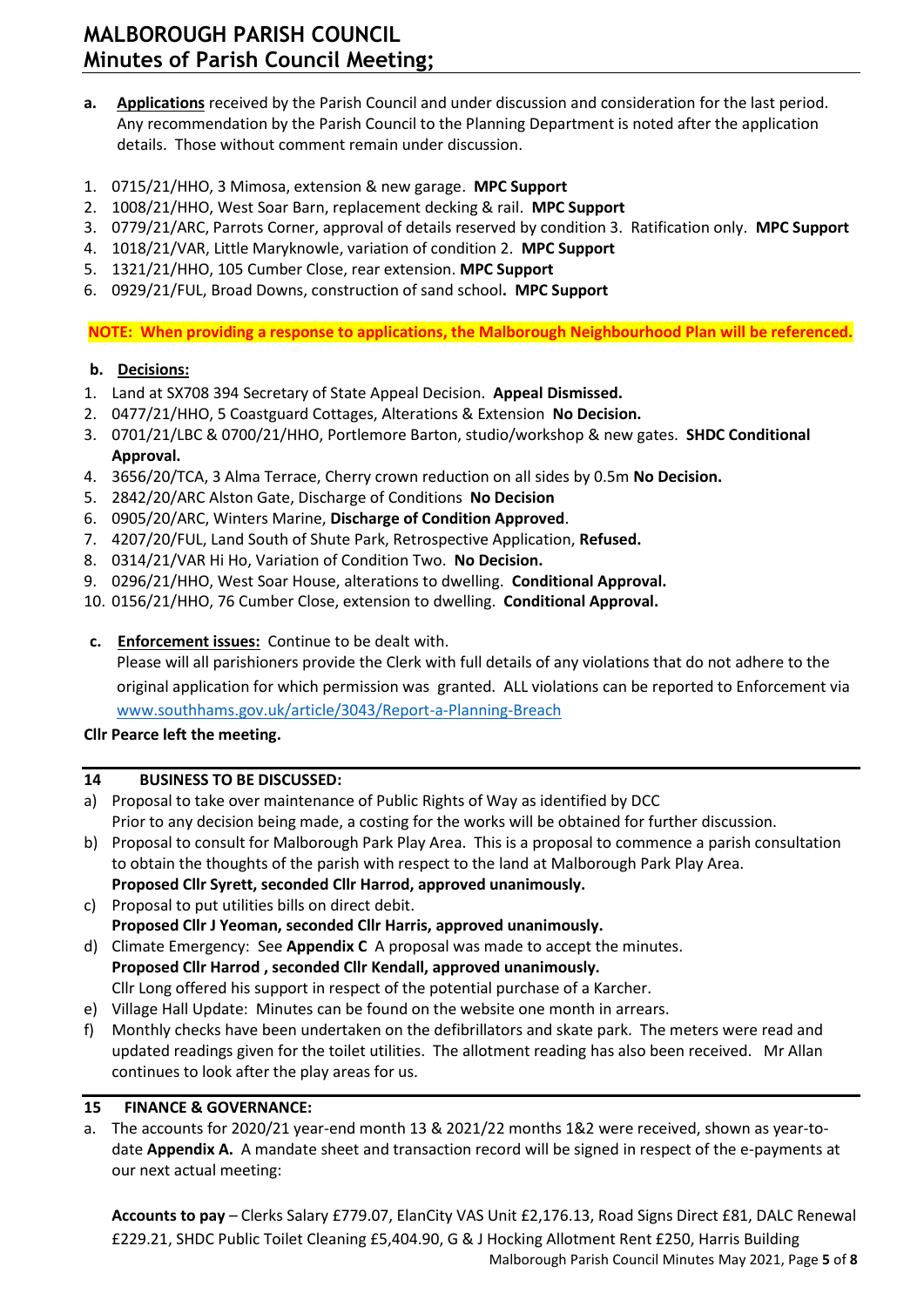- **a.** **Applications** received by the Parish Council and under discussion and consideration for the last period. Any recommendation by the Parish Council to the Planning Department is noted after the application details. Those without comment remain under discussion.

1. 0715/21/HHO, 3 Mimosa, extension & new garage. **MPC Support**
2. 1008/21/HHO, West Soar Barn, replacement decking & rail. **MPC Support**
3. 0779/21/ARC, Parrots Corner, approval of details reserved by condition 3. Ratification only. **MPC Support**
4. 1018/21/VAR, Little Maryknowle, variation of condition 2. **MPC Support**
5. 1321/21/HHO, 105 Cumber Close, rear extension. **MPC Support**
6. 0929/21/FUL, Broad Downs, construction of sand school**. MPC Support**

**NOTE: When providing a response to applications, the Malborough Neighbourhood Plan will be referenced.**

- **b.** **Decisions:**

1. Land at SX708 394 Secretary of State Appeal Decision. **Appeal Dismissed.**
2. 0477/21/HHO, 5 Coastguard Cottages, Alterations & Extension **No Decision.**
3. 0701/21/LBC & 0700/21/HHO, Portlemore Barton, studio/workshop & new gates. **SHDC Conditional Approval.**
4. 3656/20/TCA, 3 Alma Terrace, Cherry crown reduction on all sides by 0.5m **No Decision.**
5. 2842/20/ARC Alston Gate, Discharge of Conditions **No Decision**
6. 0905/20/ARC, Winters Marine, **Discharge of Condition Approved**.
7. 4207/20/FUL, Land South of Shute Park, Retrospective Application, **Refused.**
8. 0314/21/VAR Hi Ho, Variation of Condition Two. **No Decision.**
9. 0296/21/HHO, West Soar House, alterations to dwelling. **Conditional Approval.**
10. 0156/21/HHO, 76 Cumber Close, extension to dwelling. **Conditional Approval.**

- **c.** **Enforcement issues:** Continue to be dealt with.
  Please will all parishioners provide the Clerk with full details of any violations that do not adhere to the original application for which permission was granted. ALL violations can be reported to Enforcement via www.southhams.gov.uk/article/3043/Report-a-Planning-Breach

**Cllr Pearce left the meeting.**

## 14 BUSINESS TO BE DISCUSSED:

a) Proposal to take over maintenance of Public Rights of Way as identified by DCC
Prior to any decision being made, a costing for the works will be obtained for further discussion.

b) Proposal to consult for Malborough Park Play Area. This is a proposal to commence a parish consultation to obtain the thoughts of the parish with respect to the land at Malborough Park Play Area.
**Proposed Cllr Syrett, seconded Cllr Harrod, approved unanimously.**

c) Proposal to put utilities bills on direct debit.
**Proposed Cllr J Yeoman, seconded Cllr Harris, approved unanimously.**

d) Climate Emergency: See **Appendix C** A proposal was made to accept the minutes.
**Proposed Cllr Harrod , seconded Cllr Kendall, approved unanimously.**
Cllr Long offered his support in respect of the potential purchase of a Karcher.

e) Village Hall Update: Minutes can be found on the website one month in arrears.

f) Monthly checks have been undertaken on the defibrillators and skate park. The meters were read and updated readings given for the toilet utilities. The allotment reading has also been received. Mr Allan continues to look after the play areas for us.

## 15 FINANCE & GOVERNANCE:

a. The accounts for 2020/21 year-end month 13 & 2021/22 months 1&2 were received, shown as year-to-date **Appendix A.** A mandate sheet and transaction record will be signed in respect of the e-payments at our next actual meeting:

**Accounts to pay** – Clerks Salary £779.07, ElanCity VAS Unit £2,176.13, Road Signs Direct £81, DALC Renewal £229.21, SHDC Public Toilet Cleaning £5,404.90, G & J Hocking Allotment Rent £250, Harris Building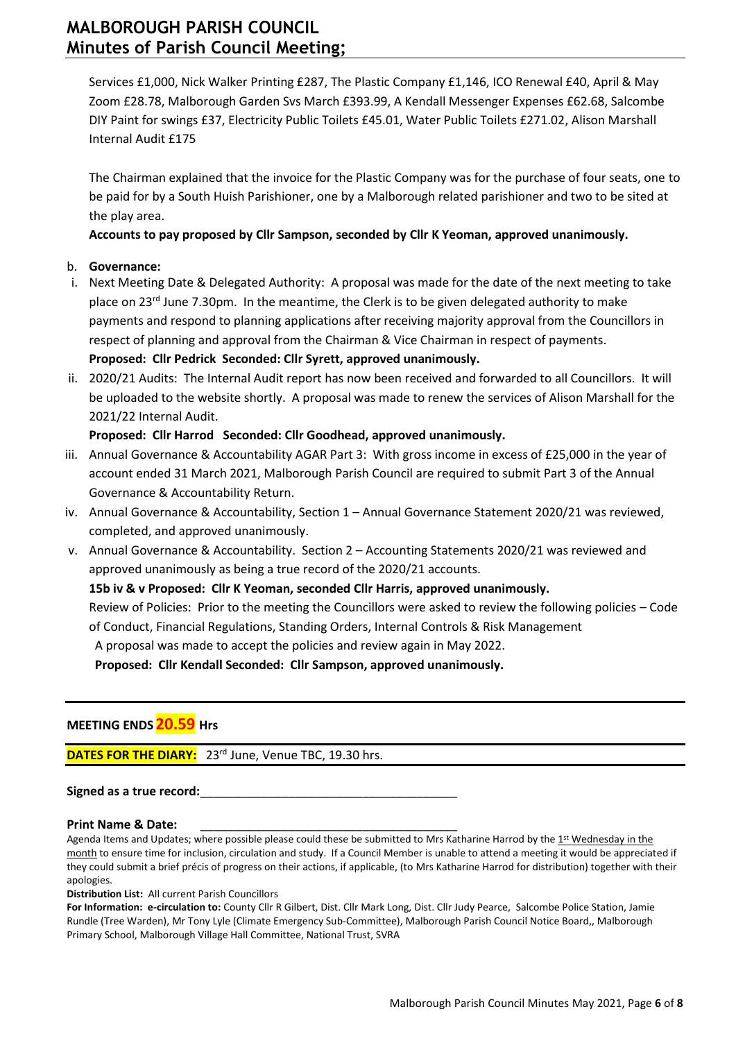Services £1,000, Nick Walker Printing £287, The Plastic Company £1,146, ICO Renewal £40, April & May Zoom £28.78, Malborough Garden Svs March £393.99, A Kendall Messenger Expenses £62.68, Salcombe DIY Paint for swings £37, Electricity Public Toilets £45.01, Water Public Toilets £271.02, Alison Marshall Internal Audit £175

The Chairman explained that the invoice for the Plastic Company was for the purchase of four seats, one to be paid for by a South Huish Parishioner, one by a Malborough related parishioner and two to be sited at the play area.

**Accounts to pay proposed by Cllr Sampson, seconded by Cllr K Yeoman, approved unanimously.**

b. **Governance:**

i. Next Meeting Date & Delegated Authority: A proposal was made for the date of the next meeting to take place on 23rd June 7.30pm. In the meantime, the Clerk is to be given delegated authority to make payments and respond to planning applications after receiving majority approval from the Councillors in respect of planning and approval from the Chairman & Vice Chairman in respect of payments.
**Proposed: Cllr Pedrick Seconded: Cllr Syrett, approved unanimously.**

ii. 2020/21 Audits: The Internal Audit report has now been received and forwarded to all Councillors. It will be uploaded to the website shortly. A proposal was made to renew the services of Alison Marshall for the 2021/22 Internal Audit.
**Proposed: Cllr Harrod Seconded: Cllr Goodhead, approved unanimously.**

iii. Annual Governance & Accountability AGAR Part 3: With gross income in excess of £25,000 in the year of account ended 31 March 2021, Malborough Parish Council are required to submit Part 3 of the Annual Governance & Accountability Return.

iv. Annual Governance & Accountability, Section 1 – Annual Governance Statement 2020/21 was reviewed, completed, and approved unanimously.

v. Annual Governance & Accountability. Section 2 – Accounting Statements 2020/21 was reviewed and approved unanimously as being a true record of the 2020/21 accounts.
**15b iv & v Proposed: Cllr K Yeoman, seconded Cllr Harris, approved unanimously.**
Review of Policies: Prior to the meeting the Councillors were asked to review the following policies – Code of Conduct, Financial Regulations, Standing Orders, Internal Controls & Risk Management
A proposal was made to accept the policies and review again in May 2022.
**Proposed: Cllr Kendall Seconded: Cllr Sampson, approved unanimously.**

---

**MEETING ENDS 20.59 Hrs**

**DATES FOR THE DIARY:** 23rd June, Venue TBC, 19.30 hrs.

**Signed as a true record:**\_\_\_\_\_\_\_\_\_\_\_\_\_\_\_\_\_\_\_\_\_\_\_\_\_\_\_\_\_\_\_\_\_\_\_\_\_\_\_\_

**Print Name & Date:** \_\_\_\_\_\_\_\_\_\_\_\_\_\_\_\_\_\_\_\_\_\_\_\_\_\_\_\_\_\_\_\_\_\_\_\_\_\_\_\_

Agenda Items and Updates; where possible please could these be submitted to Mrs Katharine Harrod by the 1st Wednesday in the month to ensure time for inclusion, circulation and study. If a Council Member is unable to attend a meeting it would be appreciated if they could submit a brief précis of progress on their actions, if applicable, (to Mrs Katharine Harrod for distribution) together with their apologies.

**Distribution List:** All current Parish Councillors

**For Information: e-circulation to:** County Cllr R Gilbert, Dist. Cllr Mark Long, Dist. Cllr Judy Pearce, Salcombe Police Station, Jamie Rundle (Tree Warden), Mr Tony Lyle (Climate Emergency Sub-Committee), Malborough Parish Council Notice Board,, Malborough Primary School, Malborough Village Hall Committee, National Trust, SVRA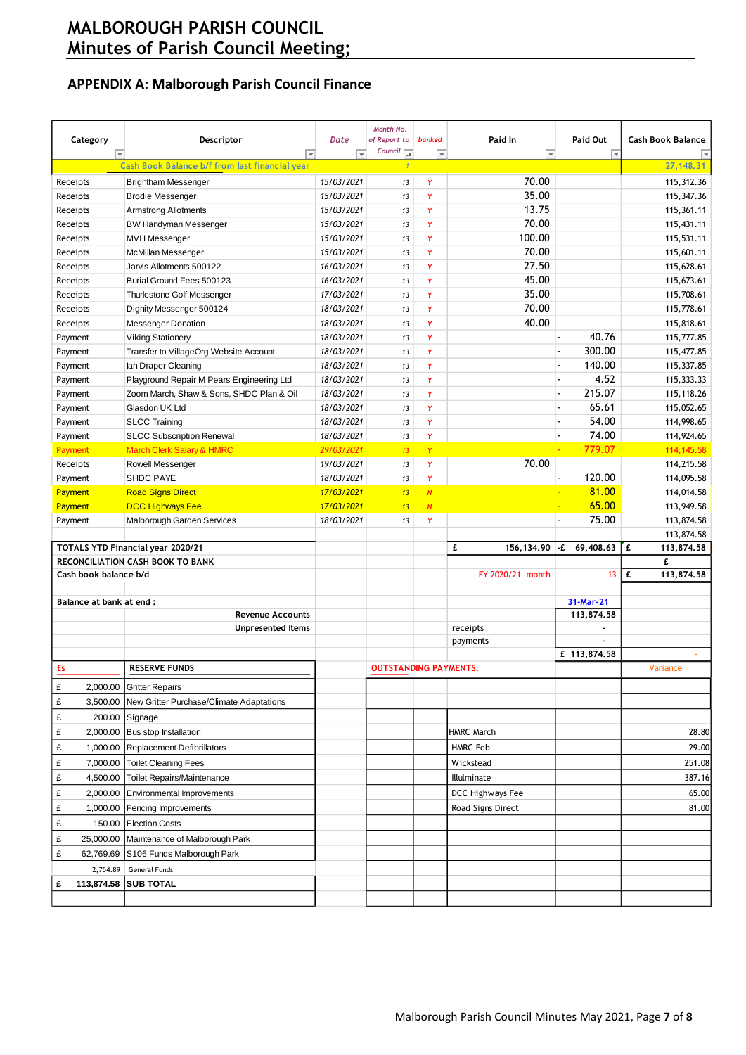# MALBOROUGH PARISH COUNCIL
## Minutes of Parish Council Meeting;

### APPENDIX A: Malborough Parish Council Finance

| Category | Descriptor | Date | Month No. of Report to Council | banked | Paid In | Paid Out | Cash Book Balance |
|---|---|---|---|---|---|---|---|
| | Cash Book Balance b/f from last financial year | | 1 | | | | 27,148.31 |
| Receipts | Brightham Messenger | 15/03/2021 | 13 | Y | 70.00 | | 115,312.36 |
| Receipts | Brodie Messenger | 15/03/2021 | 13 | Y | 35.00 | | 115,347.36 |
| Receipts | Armstrong Allotments | 15/03/2021 | 13 | Y | 13.75 | | 115,361.11 |
| Receipts | BW Handyman Messenger | 15/03/2021 | 13 | Y | 70.00 | | 115,431.11 |
| Receipts | MVH Messenger | 15/03/2021 | 13 | Y | 100.00 | | 115,531.11 |
| Receipts | McMillan Messenger | 15/03/2021 | 13 | Y | 70.00 | | 115,601.11 |
| Receipts | Jarvis Allotments 500122 | 16/03/2021 | 13 | Y | 27.50 | | 115,628.61 |
| Receipts | Burial Ground Fees 500123 | 16/03/2021 | 13 | Y | 45.00 | | 115,673.61 |
| Receipts | Thurlestone Golf Messenger | 17/03/2021 | 13 | Y | 35.00 | | 115,708.61 |
| Receipts | Dignity Messenger 500124 | 18/03/2021 | 13 | Y | 70.00 | | 115,778.61 |
| Receipts | Messenger Donation | 18/03/2021 | 13 | Y | 40.00 | | 115,818.61 |
| Payment | Viking Stationery | 18/03/2021 | 13 | Y | | - 40.76 | 115,777.85 |
| Payment | Transfer to VillageOrg Website Account | 18/03/2021 | 13 | Y | | - 300.00 | 115,477.85 |
| Payment | Ian Draper Cleaning | 18/03/2021 | 13 | Y | | - 140.00 | 115,337.85 |
| Payment | Playground Repair M Pears Engineering Ltd | 18/03/2021 | 13 | Y | | - 4.52 | 115,333.33 |
| Payment | Zoom March, Shaw & Sons, SHDC Plan & Oil | 18/03/2021 | 13 | Y | | - 215.07 | 115,118.26 |
| Payment | Glasdon UK Ltd | 18/03/2021 | 13 | Y | | - 65.61 | 115,052.65 |
| Payment | SLCC Training | 18/03/2021 | 13 | Y | | - 54.00 | 114,998.65 |
| Payment | SLCC Subscription Renewal | 18/03/2021 | 13 | Y | | - 74.00 | 114,924.65 |
| Payment | March Clerk Salary & HMRC | 29/03/2021 | 13 | Y | | - 779.07 | 114,145.58 |
| Receipts | Rowell Messenger | 19/03/2021 | 13 | Y | 70.00 | | 114,215.58 |
| Payment | SHDC PAYE | 18/03/2021 | 13 | Y | | - 120.00 | 114,095.58 |
| Payment | Road Signs Direct | 17/03/2021 | 13 | N | | - 81.00 | 114,014.58 |
| Payment | DCC Highways Fee | 17/03/2021 | 13 | N | | - 65.00 | 113,949.58 |
| Payment | Malborough Garden Services | 18/03/2021 | 13 | Y | | - 75.00 | 113,874.58 |
| | | | | | | | 113,874.58 |
| **TOTALS YTD Financial year 2020/21** | | | | | £ 156,134.90 | -£ 69,408.63 | £ 113,874.58 |
| **RECONCILIATION CASH BOOK TO BANK** | | | | | | | £ |
| **Cash book balance b/d** | | | | | FY 2020/21 month | 13 | £ 113,874.58 |
| | | | | | | | |
| **Balance at bank at end :** | | | | | | 31-Mar-21 | |
| | Revenue Accounts | | | | | 113,874.58 | |
| | Unpresented Items | | | | receipts | - | |
| | | | | | payments | - | |
| | | | | | | £ 113,874.58 | - |

| £s | RESERVE FUNDS | OUTSTANDING PAYMENTS: | | Variance |
|---|---|---|---|---|
| £ 2,000.00 | Gritter Repairs | | | |
| £ 3,500.00 | New Gritter Purchase/Climate Adaptations | | | |
| £ 200.00 | Signage | | | |
| £ 2,000.00 | Bus stop Installation | HMRC March | | 28.80 |
| £ 1,000.00 | Replacement Defibrillators | HMRC Feb | | 29.00 |
| £ 7,000.00 | Toilet Cleaning Fees | Wickstead | | 251.08 |
| £ 4,500.00 | Toilet Repairs/Maintenance | Illuminate | | 387.16 |
| £ 2,000.00 | Environmental Improvements | DCC Highways Fee | | 65.00 |
| £ 1,000.00 | Fencing Improvements | Road Signs Direct | | 81.00 |
| £ 150.00 | Election Costs | | | |
| £ 25,000.00 | Maintenance of Malborough Park | | | |
| £ 62,769.69 | S106 Funds Malborough Park | | | |
| 2,754.89 | General Funds | | | |
| **£ 113,874.58** | **SUB TOTAL** | | | |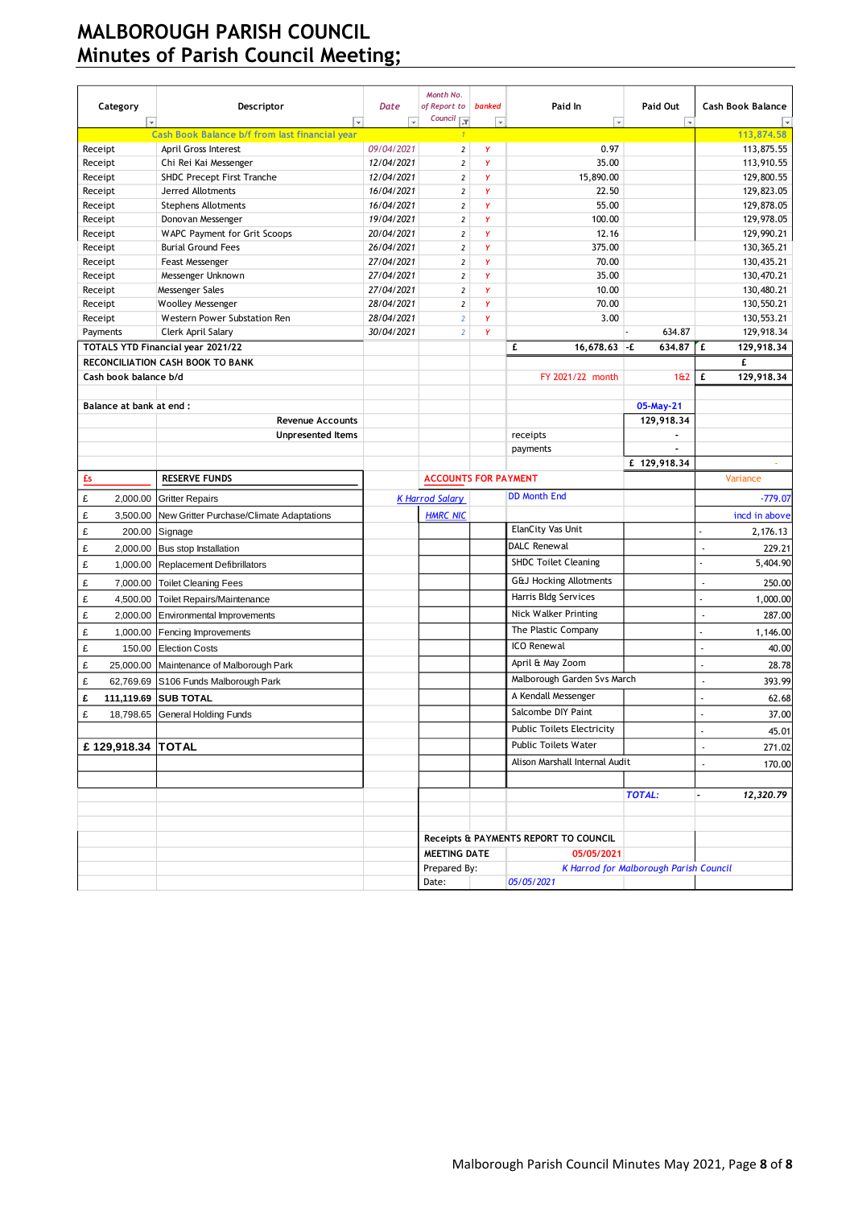# MALBOROUGH PARISH COUNCIL
# Minutes of Parish Council Meeting;

| Category | Descriptor | Date | Month No. of Report to Council | banked | Paid In | Paid Out | Cash Book Balance |
|---|---|---|---|---|---|---|---|
| | Cash Book Balance b/f from last financial year | | 1 | | | | 113,874.58 |
| Receipt | April Gross Interest | 09/04/2021 | 2 | Y | 0.97 | | 113,875.55 |
| Receipt | Chi Rei Kai Messenger | 12/04/2021 | 2 | Y | 35.00 | | 113,910.55 |
| Receipt | SHDC Precept First Tranche | 12/04/2021 | 2 | Y | 15,890.00 | | 129,800.55 |
| Receipt | Jerred Allotments | 16/04/2021 | 2 | Y | 22.50 | | 129,823.05 |
| Receipt | Stephens Allotments | 16/04/2021 | 2 | Y | 55.00 | | 129,878.05 |
| Receipt | Donovan Messenger | 19/04/2021 | 2 | Y | 100.00 | | 129,978.05 |
| Receipt | WAPC Payment for Grit Scoops | 20/04/2021 | 2 | Y | 12.16 | | 129,990.21 |
| Receipt | Burial Ground Fees | 26/04/2021 | 2 | Y | 375.00 | | 130,365.21 |
| Receipt | Feast Messenger | 27/04/2021 | 2 | Y | 70.00 | | 130,435.21 |
| Receipt | Messenger Unknown | 27/04/2021 | 2 | Y | 35.00 | | 130,470.21 |
| Receipt | Messenger Sales | 27/04/2021 | 2 | Y | 10.00 | | 130,480.21 |
| Receipt | Woolley Messenger | 28/04/2021 | 2 | Y | 70.00 | | 130,550.21 |
| Receipt | Western Power Substation Ren | 28/04/2021 | 2 | Y | 3.00 | | 130,553.21 |
| Payments | Clerk April Salary | 30/04/2021 | 2 | Y | | - 634.87 | 129,918.34 |
| TOTALS YTD Financial year 2021/22 | | | | | £ 16,678.63 | -£ 634.87 | £ 129,918.34 |
| RECONCILIATION CASH BOOK TO BANK | | | | | | | £ |
| Cash book balance b/d | | | | | FY 2021/22 month | 1&2 | £ 129,918.34 |
| | | | | | | | |
| Balance at bank at end : | | | | | | 05-May-21 | |
| | Revenue Accounts | | | | | 129,918.34 | |
| | Unrepresented Items | | | | receipts | - | |
| | | | | | payments | - | |
| | | | | | | £ 129,918.34 | - |

| £s | RESERVE FUNDS |
|---|---|
| £ 2,000.00 | Gritter Repairs |
| £ 3,500.00 | New Gritter Purchase/Climate Adaptations |
| £ 200.00 | Signage |
| £ 2,000.00 | Bus stop Installation |
| £ 1,000.00 | Replacement Defibrillators |
| £ 7,000.00 | Toilet Cleaning Fees |
| £ 4,500.00 | Toilet Repairs/Maintenance |
| £ 2,000.00 | Environmental Improvements |
| £ 1,000.00 | Fencing Improvements |
| £ 150.00 | Election Costs |
| £ 25,000.00 | Maintenance of Malborough Park |
| £ 62,769.69 | S106 Funds Malborough Park |
| **£ 111,119.69** | **SUB TOTAL** |
| £ 18,798.65 | General Holding Funds |
| **£ 129,918.34** | **TOTAL** |

| ACCOUNTS FOR PAYMENT | | | Variance |
|---|---|---|---|
| K Harrod Salary | DD Month End | | -779.07 |
| HMRC NIC | | | incd in above |
| | ElanCity Vas Unit | | - 2,176.13 |
| | DALC Renewal | | - 229.21 |
| | SHDC Toilet Cleaning | | - 5,404.90 |
| | G&J Hocking Allotments | | - 250.00 |
| | Harris Bldg Services | | - 1,000.00 |
| | Nick Walker Printing | | - 287.00 |
| | The Plastic Company | | - 1,146.00 |
| | ICO Renewal | | - 40.00 |
| | April & May Zoom | | - 28.78 |
| | Malborough Garden Svs March | | - 393.99 |
| | A Kendall Messenger | | - 62.68 |
| | Salcombe DIY Paint | | - 37.00 |
| | Public Toilets Electricity | | - 45.01 |
| | Public Toilets Water | | - 271.02 |
| | Alison Marshall Internal Audit | | - 170.00 |
| | | TOTAL: | - 12,320.79 |

Receipts & PAYMENTS REPORT TO COUNCIL

MEETING DATE: 05/05/2021

Prepared By: K Harrod for Malborough Parish Council

Date: 05/05/2021